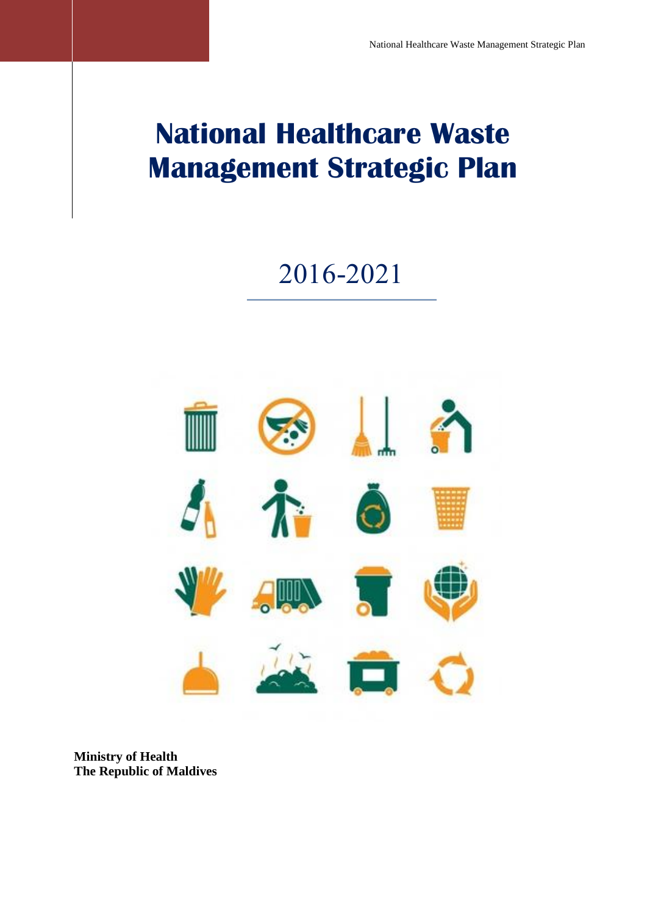# National Healthcare Waste Management Strategic Plan

2016-2021

**Ministry of Health**
**The Republic of Maldives**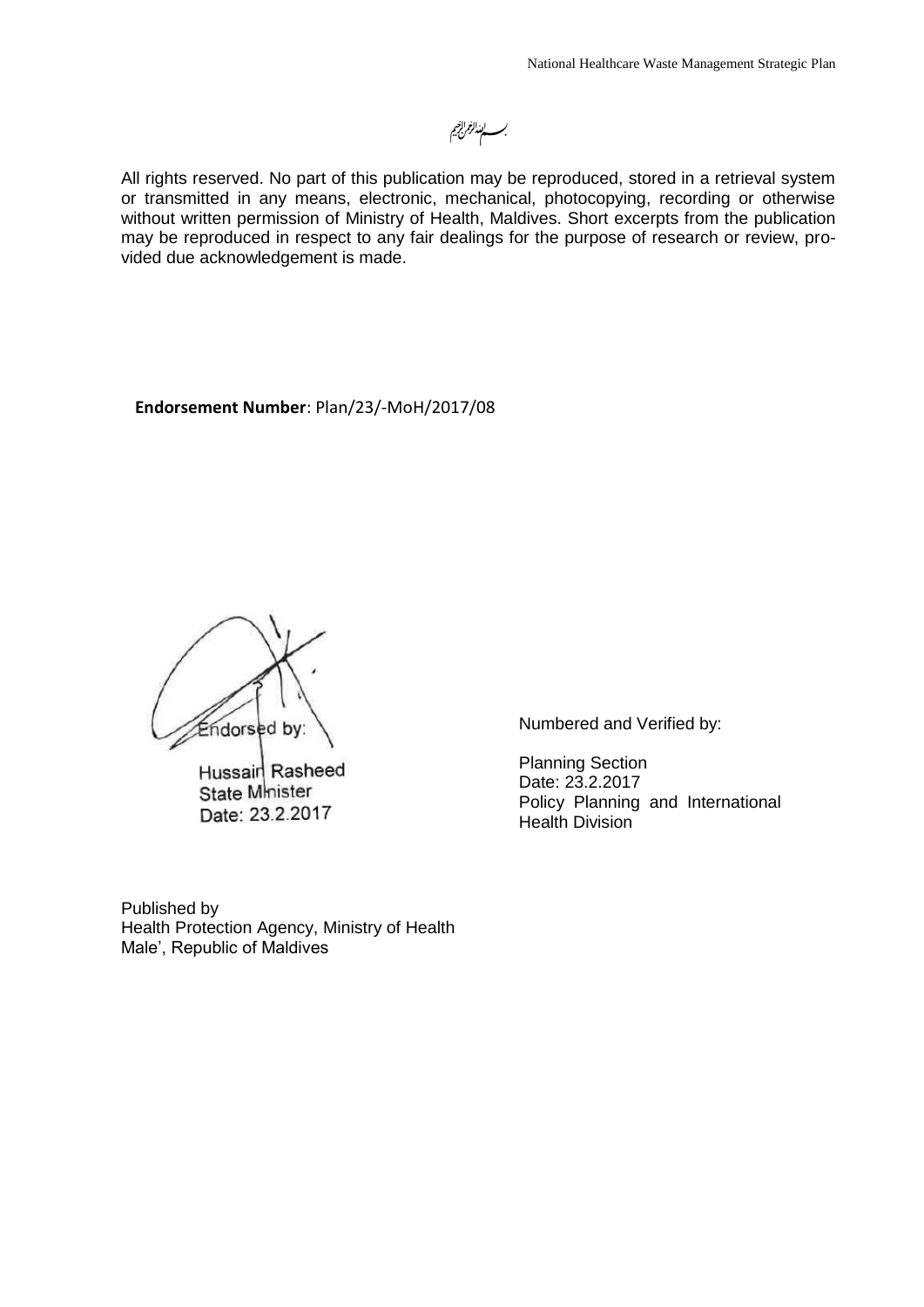بسم الله الرحمن الرحيم

All rights reserved. No part of this publication may be reproduced, stored in a retrieval system or transmitted in any means, electronic, mechanical, photocopying, recording or otherwise without written permission of Ministry of Health, Maldives. Short excerpts from the publication may be reproduced in respect to any fair dealings for the purpose of research or review, provided due acknowledgement is made.

**Endorsement Number**: Plan/23/-MoH/2017/08

Endorsed by:
Hussain Rasheed
State Minister
Date: 23.2.2017

Numbered and Verified by:

Planning Section
Date: 23.2.2017
Policy Planning and International Health Division

Published by
Health Protection Agency, Ministry of Health
Male', Republic of Maldives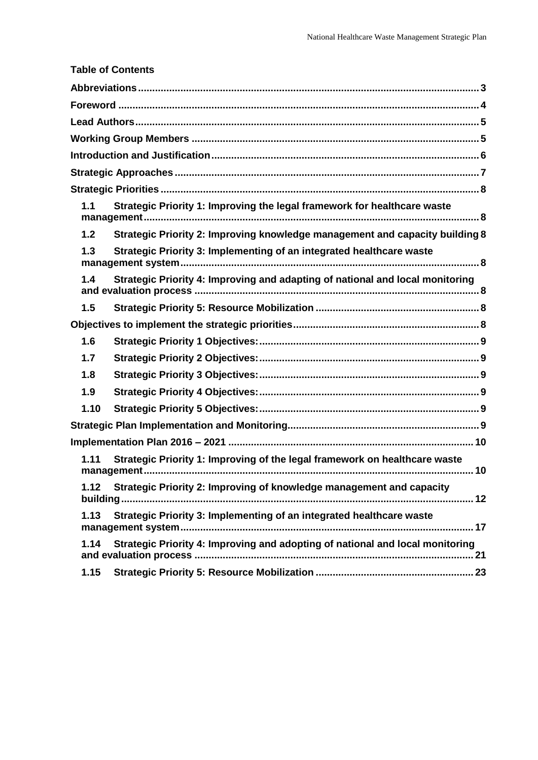**Table of Contents**

**Abbreviations** ........ 3

**Foreword** ........ 4

**Lead Authors** ........ 5

**Working Group Members** ........ 5

**Introduction and Justification** ........ 6

**Strategic Approaches** ........ 7

**Strategic Priorities** ........ 8

- **1.1 Strategic Priority 1: Improving the legal framework for healthcare waste management** ........ 8
- **1.2 Strategic Priority 2: Improving knowledge management and capacity building** 8
- **1.3 Strategic Priority 3: Implementing of an integrated healthcare waste management system** ........ 8
- **1.4 Strategic Priority 4: Improving and adapting of national and local monitoring and evaluation process** ........ 8
- **1.5 Strategic Priority 5: Resource Mobilization** ........ 8

**Objectives to implement the strategic priorities** ........ 8

- **1.6 Strategic Priority 1 Objectives:** ........ 9
- **1.7 Strategic Priority 2 Objectives:** ........ 9
- **1.8 Strategic Priority 3 Objectives:** ........ 9
- **1.9 Strategic Priority 4 Objectives:** ........ 9
- **1.10 Strategic Priority 5 Objectives:** ........ 9

**Strategic Plan Implementation and Monitoring** ........ 9

**Implementation Plan 2016 – 2021** ........ 10

- **1.11 Strategic Priority 1: Improving of the legal framework on healthcare waste management** ........ 10
- **1.12 Strategic Priority 2: Improving of knowledge management and capacity building** ........ 12
- **1.13 Strategic Priority 3: Implementing of an integrated healthcare waste management system** ........ 17
- **1.14 Strategic Priority 4: Improving and adopting of national and local monitoring and evaluation process** ........ 21
- **1.15 Strategic Priority 5: Resource Mobilization** ........ 23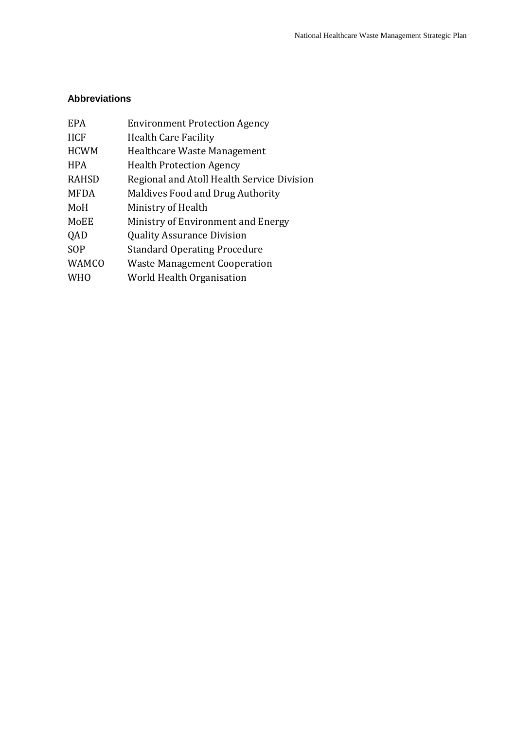## Abbreviations

| | |
|---|---|
| EPA | Environment Protection Agency |
| HCF | Health Care Facility |
| HCWM | Healthcare Waste Management |
| HPA | Health Protection Agency |
| RAHSD | Regional and Atoll Health Service Division |
| MFDA | Maldives Food and Drug Authority |
| MoH | Ministry of Health |
| MoEE | Ministry of Environment and Energy |
| QAD | Quality Assurance Division |
| SOP | Standard Operating Procedure |
| WAMCO | Waste Management Cooperation |
| WHO | World Health Organisation |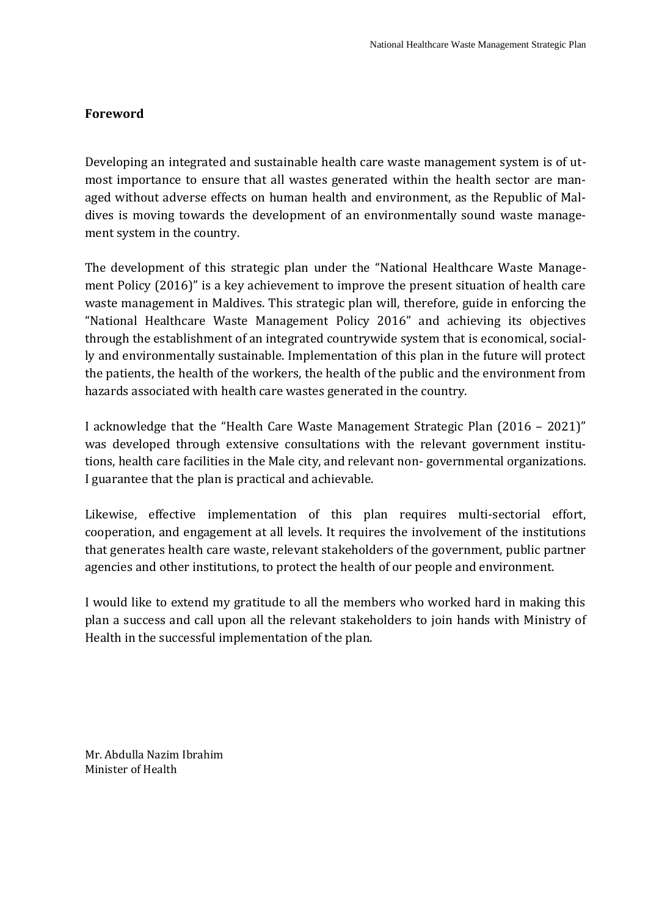## Foreword

Developing an integrated and sustainable health care waste management system is of utmost importance to ensure that all wastes generated within the health sector are managed without adverse effects on human health and environment, as the Republic of Maldives is moving towards the development of an environmentally sound waste management system in the country.

The development of this strategic plan under the "National Healthcare Waste Management Policy (2016)" is a key achievement to improve the present situation of health care waste management in Maldives. This strategic plan will, therefore, guide in enforcing the "National Healthcare Waste Management Policy 2016" and achieving its objectives through the establishment of an integrated countrywide system that is economical, socially and environmentally sustainable. Implementation of this plan in the future will protect the patients, the health of the workers, the health of the public and the environment from hazards associated with health care wastes generated in the country.

I acknowledge that the "Health Care Waste Management Strategic Plan (2016 – 2021)" was developed through extensive consultations with the relevant government institutions, health care facilities in the Male city, and relevant non- governmental organizations. I guarantee that the plan is practical and achievable.

Likewise, effective implementation of this plan requires multi-sectorial effort, cooperation, and engagement at all levels. It requires the involvement of the institutions that generates health care waste, relevant stakeholders of the government, public partner agencies and other institutions, to protect the health of our people and environment.

I would like to extend my gratitude to all the members who worked hard in making this plan a success and call upon all the relevant stakeholders to join hands with Ministry of Health in the successful implementation of the plan.

Mr. Abdulla Nazim Ibrahim
Minister of Health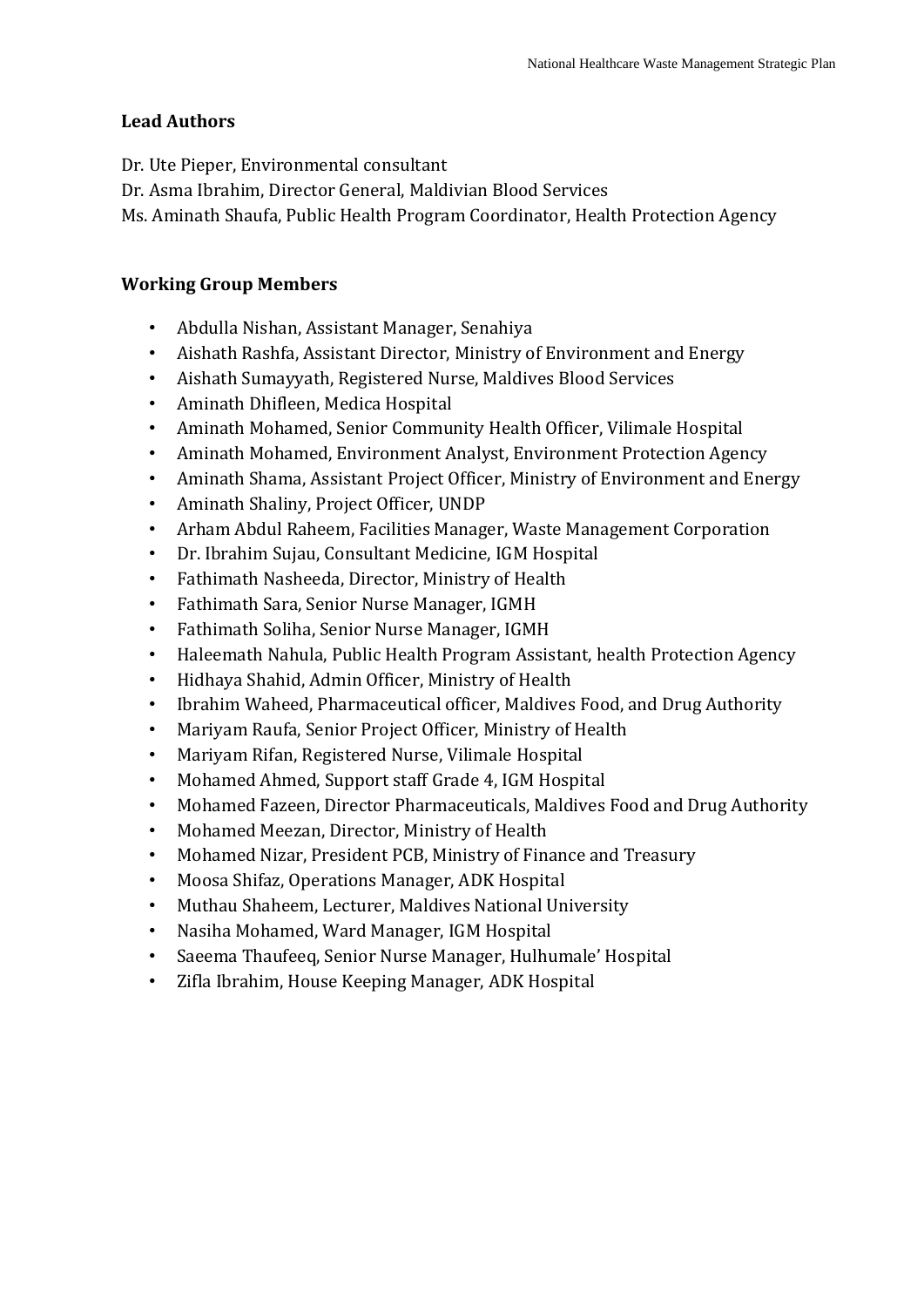**Lead Authors**

Dr. Ute Pieper, Environmental consultant
Dr. Asma Ibrahim, Director General, Maldivian Blood Services
Ms. Aminath Shaufa, Public Health Program Coordinator, Health Protection Agency

**Working Group Members**

- Abdulla Nishan, Assistant Manager, Senahiya
- Aishath Rashfa, Assistant Director, Ministry of Environment and Energy
- Aishath Sumayyath, Registered Nurse, Maldives Blood Services
- Aminath Dhifleen, Medica Hospital
- Aminath Mohamed, Senior Community Health Officer, Vilimale Hospital
- Aminath Mohamed, Environment Analyst, Environment Protection Agency
- Aminath Shama, Assistant Project Officer, Ministry of Environment and Energy
- Aminath Shaliny, Project Officer, UNDP
- Arham Abdul Raheem, Facilities Manager, Waste Management Corporation
- Dr. Ibrahim Sujau, Consultant Medicine, IGM Hospital
- Fathimath Nasheeda, Director, Ministry of Health
- Fathimath Sara, Senior Nurse Manager, IGMH
- Fathimath Soliha, Senior Nurse Manager, IGMH
- Haleemath Nahula, Public Health Program Assistant, health Protection Agency
- Hidhaya Shahid, Admin Officer, Ministry of Health
- Ibrahim Waheed, Pharmaceutical officer, Maldives Food, and Drug Authority
- Mariyam Raufa, Senior Project Officer, Ministry of Health
- Mariyam Rifan, Registered Nurse, Vilimale Hospital
- Mohamed Ahmed, Support staff Grade 4, IGM Hospital
- Mohamed Fazeen, Director Pharmaceuticals, Maldives Food and Drug Authority
- Mohamed Meezan, Director, Ministry of Health
- Mohamed Nizar, President PCB, Ministry of Finance and Treasury
- Moosa Shifaz, Operations Manager, ADK Hospital
- Muthau Shaheem, Lecturer, Maldives National University
- Nasiha Mohamed, Ward Manager, IGM Hospital
- Saeema Thaufeeq, Senior Nurse Manager, Hulhumale' Hospital
- Zifla Ibrahim, House Keeping Manager, ADK Hospital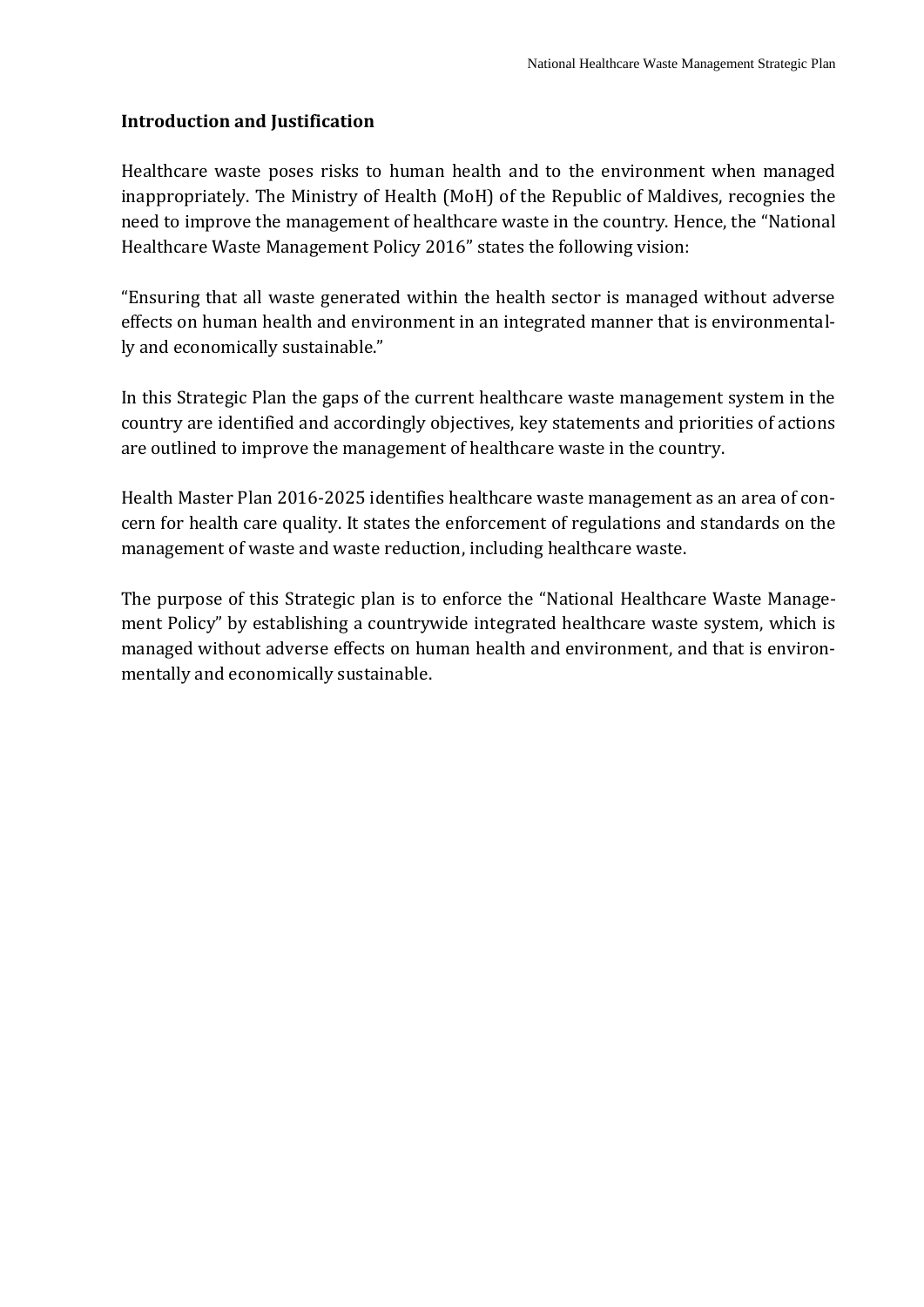## Introduction and Justification

Healthcare waste poses risks to human health and to the environment when managed inappropriately. The Ministry of Health (MoH) of the Republic of Maldives, recognies the need to improve the management of healthcare waste in the country. Hence, the "National Healthcare Waste Management Policy 2016" states the following vision:

"Ensuring that all waste generated within the health sector is managed without adverse effects on human health and environment in an integrated manner that is environmentally and economically sustainable."

In this Strategic Plan the gaps of the current healthcare waste management system in the country are identified and accordingly objectives, key statements and priorities of actions are outlined to improve the management of healthcare waste in the country.

Health Master Plan 2016-2025 identifies healthcare waste management as an area of concern for health care quality. It states the enforcement of regulations and standards on the management of waste and waste reduction, including healthcare waste.

The purpose of this Strategic plan is to enforce the "National Healthcare Waste Management Policy" by establishing a countrywide integrated healthcare waste system, which is managed without adverse effects on human health and environment, and that is environmentally and economically sustainable.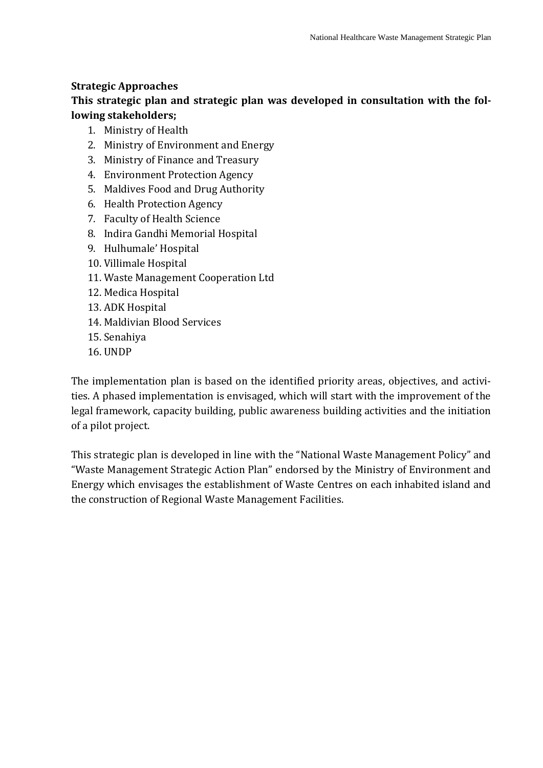**Strategic Approaches**

**This strategic plan and strategic plan was developed in consultation with the following stakeholders;**

1. Ministry of Health
2. Ministry of Environment and Energy
3. Ministry of Finance and Treasury
4. Environment Protection Agency
5. Maldives Food and Drug Authority
6. Health Protection Agency
7. Faculty of Health Science
8. Indira Gandhi Memorial Hospital
9. Hulhumale' Hospital
10. Villimale Hospital
11. Waste Management Cooperation Ltd
12. Medica Hospital
13. ADK Hospital
14. Maldivian Blood Services
15. Senahiya
16. UNDP

The implementation plan is based on the identified priority areas, objectives, and activities. A phased implementation is envisaged, which will start with the improvement of the legal framework, capacity building, public awareness building activities and the initiation of a pilot project.

This strategic plan is developed in line with the "National Waste Management Policy" and "Waste Management Strategic Action Plan" endorsed by the Ministry of Environment and Energy which envisages the establishment of Waste Centres on each inhabited island and the construction of Regional Waste Management Facilities.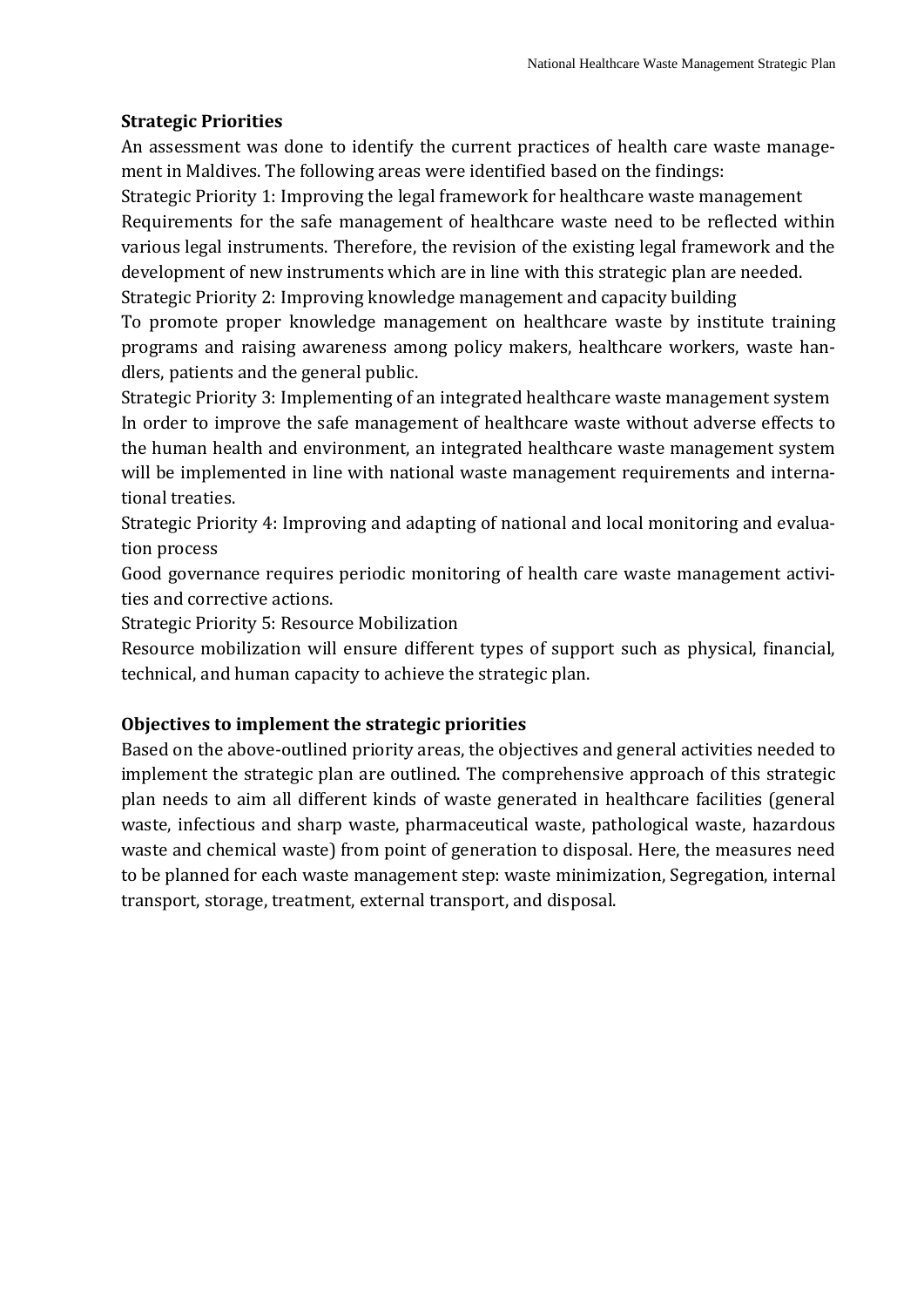## Strategic Priorities

An assessment was done to identify the current practices of health care waste management in Maldives. The following areas were identified based on the findings:

Strategic Priority 1: Improving the legal framework for healthcare waste management

Requirements for the safe management of healthcare waste need to be reflected within various legal instruments. Therefore, the revision of the existing legal framework and the development of new instruments which are in line with this strategic plan are needed.

Strategic Priority 2: Improving knowledge management and capacity building

To promote proper knowledge management on healthcare waste by institute training programs and raising awareness among policy makers, healthcare workers, waste handlers, patients and the general public.

Strategic Priority 3: Implementing of an integrated healthcare waste management system

In order to improve the safe management of healthcare waste without adverse effects to the human health and environment, an integrated healthcare waste management system will be implemented in line with national waste management requirements and international treaties.

Strategic Priority 4: Improving and adapting of national and local monitoring and evaluation process

Good governance requires periodic monitoring of health care waste management activities and corrective actions.

Strategic Priority 5: Resource Mobilization

Resource mobilization will ensure different types of support such as physical, financial, technical, and human capacity to achieve the strategic plan.

## Objectives to implement the strategic priorities

Based on the above-outlined priority areas, the objectives and general activities needed to implement the strategic plan are outlined. The comprehensive approach of this strategic plan needs to aim all different kinds of waste generated in healthcare facilities (general waste, infectious and sharp waste, pharmaceutical waste, pathological waste, hazardous waste and chemical waste) from point of generation to disposal. Here, the measures need to be planned for each waste management step: waste minimization, Segregation, internal transport, storage, treatment, external transport, and disposal.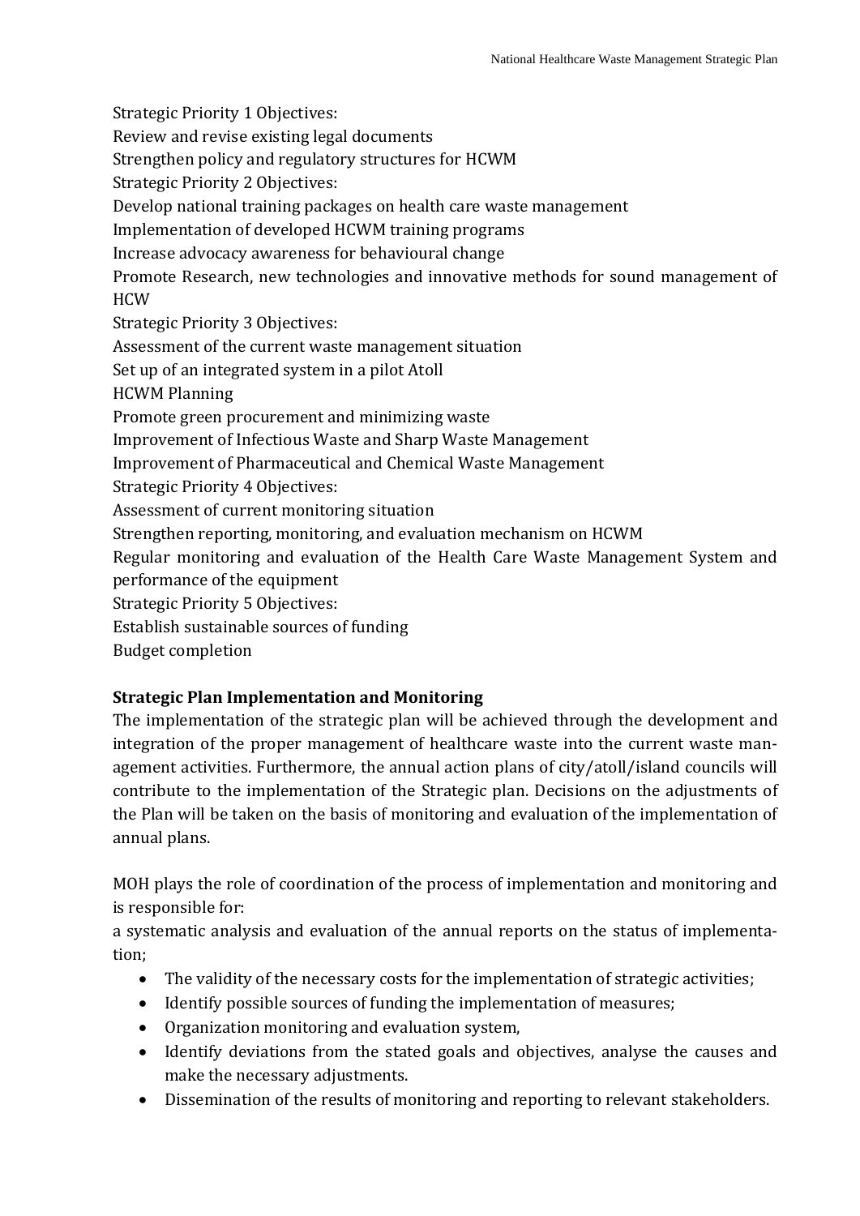Strategic Priority 1 Objectives:

Review and revise existing legal documents

Strengthen policy and regulatory structures for HCWM

Strategic Priority 2 Objectives:

Develop national training packages on health care waste management

Implementation of developed HCWM training programs

Increase advocacy awareness for behavioural change

Promote Research, new technologies and innovative methods for sound management of HCW

Strategic Priority 3 Objectives:

Assessment of the current waste management situation

Set up of an integrated system in a pilot Atoll

HCWM Planning

Promote green procurement and minimizing waste

Improvement of Infectious Waste and Sharp Waste Management

Improvement of Pharmaceutical and Chemical Waste Management

Strategic Priority 4 Objectives:

Assessment of current monitoring situation

Strengthen reporting, monitoring, and evaluation mechanism on HCWM

Regular monitoring and evaluation of the Health Care Waste Management System and performance of the equipment

Strategic Priority 5 Objectives:

Establish sustainable sources of funding

Budget completion

**Strategic Plan Implementation and Monitoring**

The implementation of the strategic plan will be achieved through the development and integration of the proper management of healthcare waste into the current waste management activities. Furthermore, the annual action plans of city/atoll/island councils will contribute to the implementation of the Strategic plan. Decisions on the adjustments of the Plan will be taken on the basis of monitoring and evaluation of the implementation of annual plans.

MOH plays the role of coordination of the process of implementation and monitoring and is responsible for:

a systematic analysis and evaluation of the annual reports on the status of implementation;

- The validity of the necessary costs for the implementation of strategic activities;
- Identify possible sources of funding the implementation of measures;
- Organization monitoring and evaluation system,
- Identify deviations from the stated goals and objectives, analyse the causes and make the necessary adjustments.
- Dissemination of the results of monitoring and reporting to relevant stakeholders.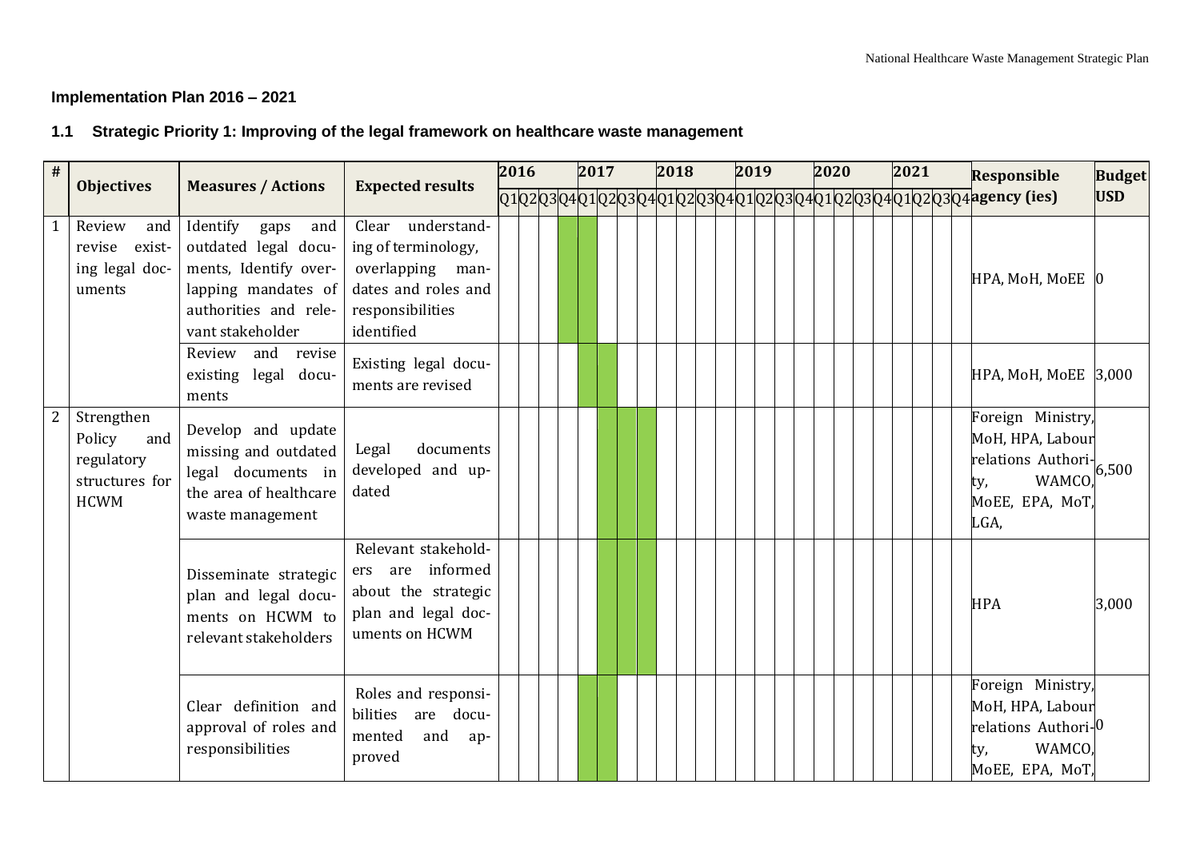## Implementation Plan 2016 – 2021

### 1.1 Strategic Priority 1: Improving of the legal framework on healthcare waste management

| # | Objectives | Measures / Actions | Expected results | 2016 | | | | 2017 | | | | 2018 | | | | 2019 | | | | 2020 | | | | 2021 | | | | Responsible agency (ies) | Budget USD |
|---|---|---|---|---|---|---|---|---|---|---|---|---|---|---|---|---|---|---|---|---|---|---|---|---|---|---|---|---|---|
| | | | | Q1 | Q2 | Q3 | Q4 | Q1 | Q2 | Q3 | Q4 | Q1 | Q2 | Q3 | Q4 | Q1 | Q2 | Q3 | Q4 | Q1 | Q2 | Q3 | Q4 | Q1 | Q2 | Q3 | Q4 | | |
| 1 | Review and revise existing legal documents | Identify gaps and outdated legal documents, Identify overlapping mandates of authorities and relevant stakeholder | Clear understanding of terminology, overlapping mandates and roles and responsibilities identified | | | | X | X | | | | | | | | | | | | | | | | | | | | HPA, MoH, MoEE | 0 |
| | | Review and revise existing legal documents | Existing legal documents are revised | | | | | X | X | | | | | | | | | | | | | | | | | | | HPA, MoH, MoEE | 3,000 |
| 2 | Strengthen Policy and regulatory structures for HCWM | Develop and update missing and outdated legal documents in the area of healthcare waste management | Legal documents developed and updated | | | | | | X | X | X | | | | | | | | | | | | | | | | | Foreign Ministry, MoH, HPA, Labour relations Authority, WAMCO, MoEE, EPA, MoT, LGA, | 6,500 |
| | | Disseminate strategic plan and legal documents on HCWM to relevant stakeholders | Relevant stakeholders are informed about the strategic plan and legal documents on HCWM | | | | | | X | X | X | | | | | | | | | | | | | | | | | HPA | 3,000 |
| | | Clear definition and approval of roles and responsibilities | Roles and responsibilities are documented and approved | | | | | X | X | | | | | | | | | | | | | | | | | | | Foreign Ministry, MoH, HPA, Labour relations Authority, WAMCO, MoEE, EPA, MoT, | 0 |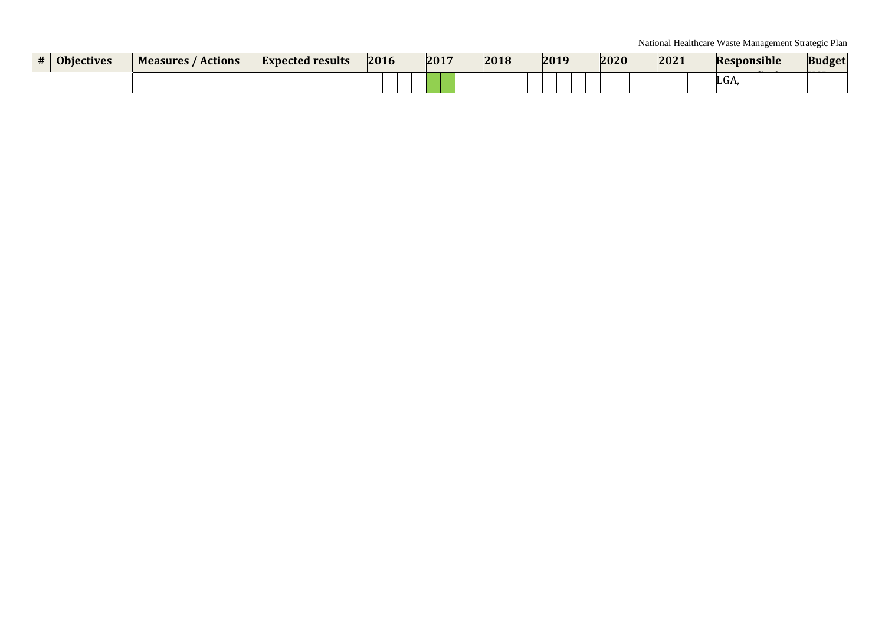| # | Objectives | Measures / Actions | Expected results | 2016 | | | | 2017 | | | | 2018 | | | | 2019 | | | | 2020 | | | | 2021 | | | | Responsible | Budget |
|---|---|---|---|---|---|---|---|---|---|---|---|---|---|---|---|---|---|---|---|---|---|---|---|---|---|---|---|---|---|
| | | | | | | | | | | | | | | | | | | | | | | | | | | | | LGA, | |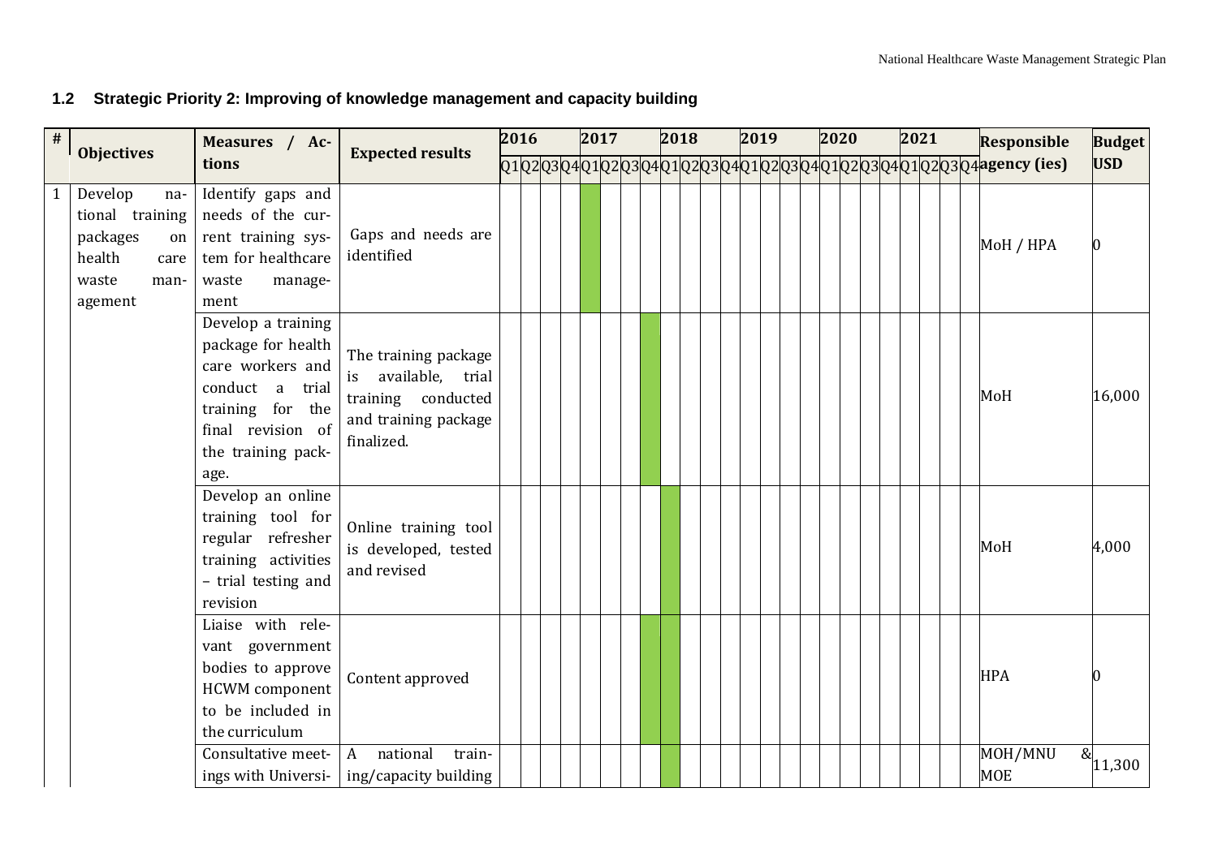## 1.2 Strategic Priority 2: Improving of knowledge management and capacity building

| # | Objectives | Measures / Actions | Expected results | 2016 | | | | 2017 | | | | 2018 | | | | 2019 | | | | 2020 | | | | 2021 | | | | Responsible agency (ies) | Budget USD |
|---|---|---|---|---|---|---|---|---|---|---|---|---|---|---|---|---|---|---|---|---|---|---|---|---|---|---|---|---|---|
| | | | | Q1 | Q2 | Q3 | Q4 | Q1 | Q2 | Q3 | Q4 | Q1 | Q2 | Q3 | Q4 | Q1 | Q2 | Q3 | Q4 | Q1 | Q2 | Q3 | Q4 | Q1 | Q2 | Q3 | Q4 | | |
| 1 | Develop national training packages on health care waste management | Identify gaps and needs of the current training system for healthcare waste management | Gaps and needs are identified | | | | | X | | | | | | | | | | | | | | | | | | | | MoH / HPA | 0 |
| | | Develop a training package for health care workers and conduct a trial training for the final revision of the training package. | The training package is available, trial training conducted and training package finalized. | | | | | | | | X | | | | | | | | | | | | | | | | | MoH | 16,000 |
| | | Develop an online training tool for regular refresher training activities – trial testing and revision | Online training tool is developed, tested and revised | | | | | | | | | X | | | | | | | | | | | | | | | | MoH | 4,000 |
| | | Liaise with relevant government bodies to approve HCWM component to be included in the curriculum | Content approved | | | | | | | | X | X | | | | | | | | | | | | | | | | HPA | 0 |
| | | Consultative meetings with Universi- | A national training/capacity building | | | | | | | | | X | | | | | | | | | | | | | | | | MOH/MNU & MOE | 11,300 |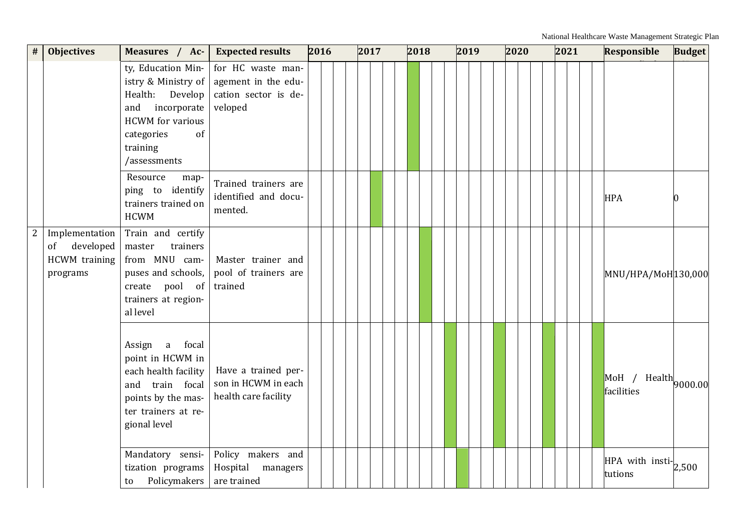| # | Objectives | Measures / Activities | Expected results | 2016 | 2017 | 2018 | 2019 | 2020 | 2021 | Responsible | Budget |
|---|---|---|---|---|---|---|---|---|---|---|---|
| | | ty, Education Ministry & Ministry of Health: Develop and incorporate HCWM for various categories of training /assessments | for HC waste management in the education sector is developed | | | | | | | | |
| | | Resource mapping to identify trainers trained on HCWM | Trained trainers are identified and documented. | | | | | | | HPA | 0 |
| 2 | Implementation of developed HCWM training programs | Train and certify master trainers from MNU campuses and schools, create pool of trainers at regional level | Master trainer and pool of trainers are trained | | | | | | | MNU/HPA/MoH | 130,000 |
| | | Assign a focal point in HCWM in each health facility and train focal points by the master trainers at regional level | Have a trained person in HCWM in each health care facility | | | | | | | MoH / Health facilities | 9000.00 |
| | | Mandatory sensitization programs to Policymakers | Policy makers and Hospital managers are trained | | | | | | | HPA with institutions | 2,500 |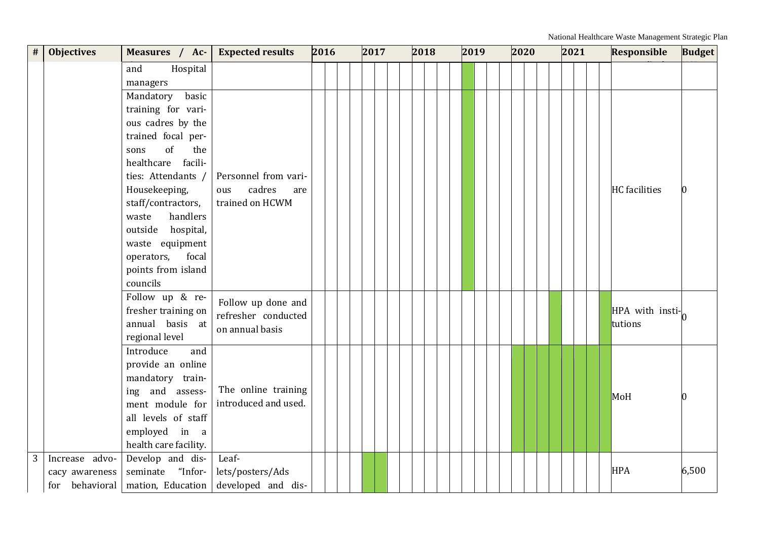| # | Objectives | Measures / Ac- | Expected results | 2016 | | | | 2017 | | | | 2018 | | | | 2019 | | | | 2020 | | | | 2021 | | | | Responsible | Budget |
|---|---|---|---|---|---|---|---|---|---|---|---|---|---|---|---|---|---|---|---|---|---|---|---|---|---|---|---|---|---|
| | | and Hospital managers | | | | | | | | | | | | | | | | | | | | | | | | | | | |
| | | Mandatory basic training for various cadres by the trained focal persons of the healthcare facilities: Attendants / Housekeeping, staff/contractors, waste handlers outside hospital, waste equipment operators, focal points from island councils | Personnel from various cadres are trained on HCWM | | | | | | | | | | | | | | | | | | | | | | | | | HC facilities | 0 |
| | | Follow up & refresher training on annual basis at regional level | Follow up done and refresher conducted on annual basis | | | | | | | | | | | | | | | | | | | | | | | | | HPA with institutions | 0 |
| | | Introduce and provide an online mandatory training and assessment module for all levels of staff employed in a health care facility. | The online training introduced and used. | | | | | | | | | | | | | | | | | | | | | | | | | MoH | 0 |
| 3 | Increase advocacy awareness for behavioral | Develop and disseminate "Information, Education | Leaflets/posters/Ads developed and dis- | | | | | | | | | | | | | | | | | | | | | | | | | HPA | 6,500 |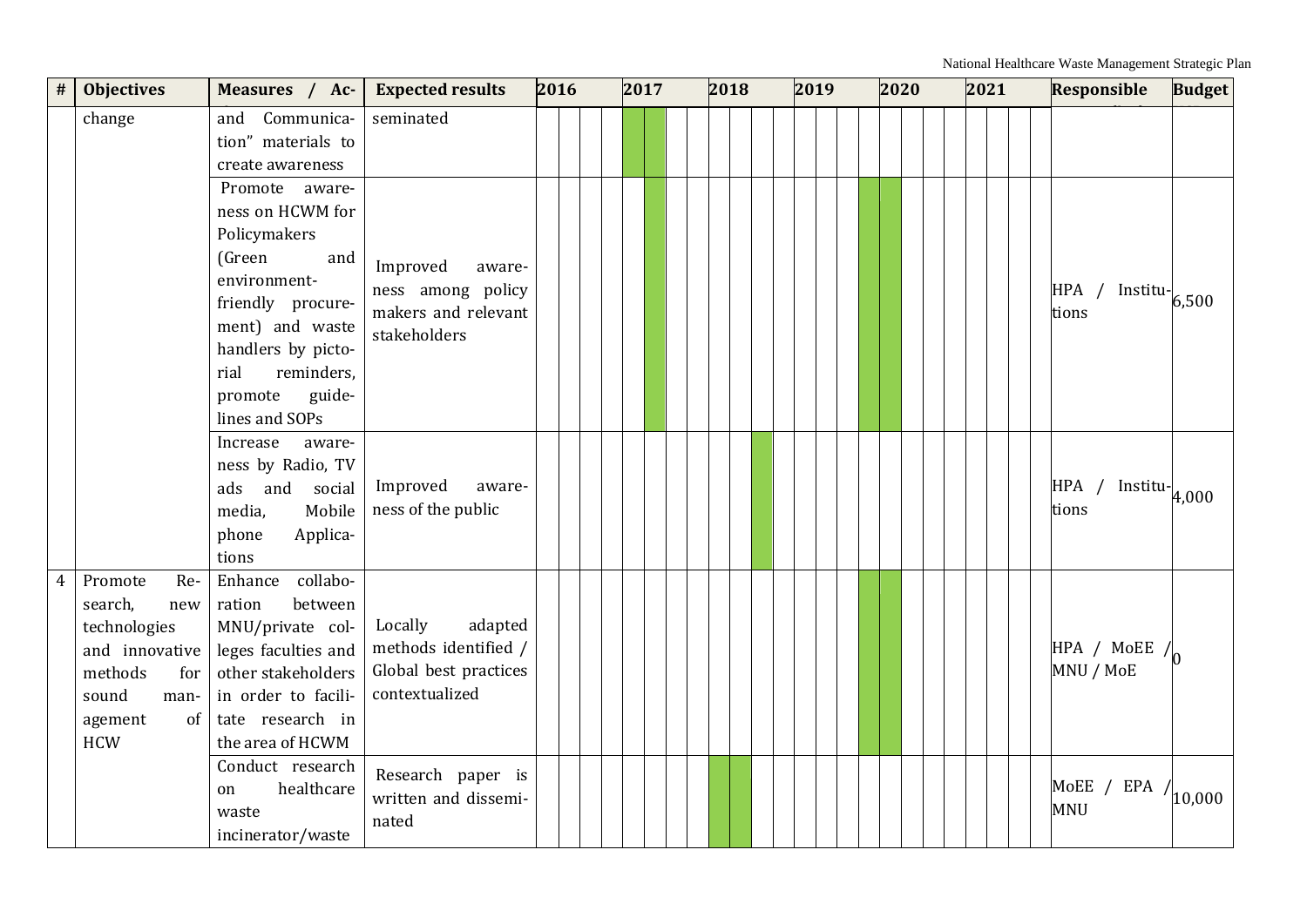| # | Objectives | Measures / Ac- | Expected results | 2016 | | | | 2017 | | | | 2018 | | | | 2019 | | | | 2020 | | | | 2021 | | | | Responsible | Budget |
|---|---|---|---|---|---|---|---|---|---|---|---|---|---|---|---|---|---|---|---|---|---|---|---|---|---|---|---|---|---|
| | change | and Communication" materials to create awareness | seminated | | | | | ■ | ■ | | | | | | | | | | | | | | | | | | | | |
| | | Promote awareness on HCWM for Policymakers (Green and environment-friendly procurement) and waste handlers by pictorial reminders, promote guidelines and SOPs | Improved awareness among policy makers and relevant stakeholders | | | | | | ■ | | | | | | | | | | ■ | ■ | | | | | | | | HPA / Institutions | 6,500 |
| | | Increase awareness by Radio, TV ads and social media, Mobile phone Applications | Improved awareness of the public | | | | | | | | | | | ■ | | | | | | | | | | | | | | HPA / Institutions | 4,000 |
| 4 | Promote Research, new technologies and innovative methods for sound management of HCW | Enhance collaboration between MNU/private colleges faculties and other stakeholders in order to facilitate research in the area of HCWM | Locally adapted methods identified / Global best practices contextualized | | | | | | | | | | | | | | | | ■ | ■ | | | | | | | | HPA / MoEE / MNU / MoE | 0 |
| | | Conduct research on healthcare waste incinerator/waste | Research paper is written and disseminated | | | | | | | | | ■ | ■ | | | | | | | | | | | | | | | MoEE / EPA / MNU | 10,000 |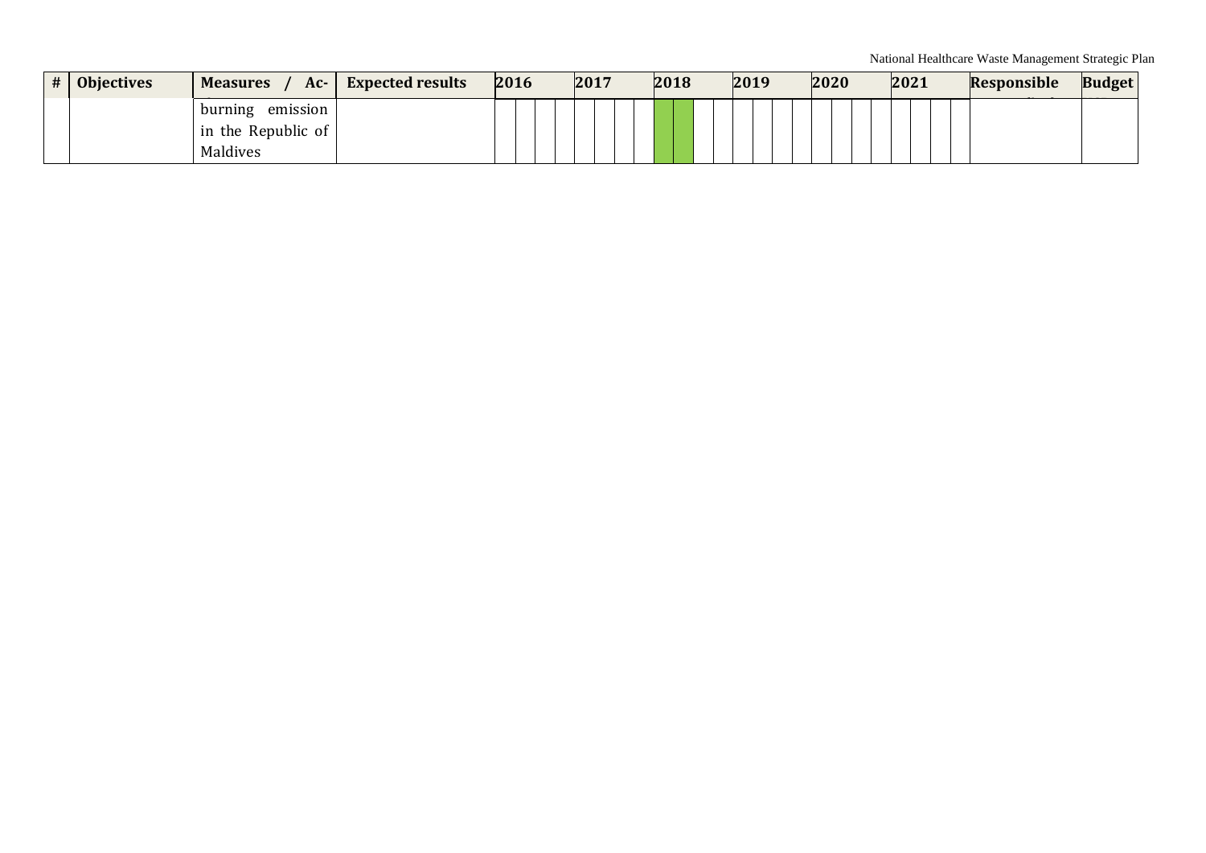| # | Objectives | Measures / Ac- | Expected results | 2016 | | | | 2017 | | | | 2018 | | | | 2019 | | | | 2020 | | | | 2021 | | | | Responsible | Budget |
|---|---|---|---|---|---|---|---|---|---|---|---|---|---|---|---|---|---|---|---|---|---|---|---|---|---|---|---|---|---|
| | | burning emission in the Republic of Maldives | | | | | | | | | | | | | | | | | | | | | | | | | | | |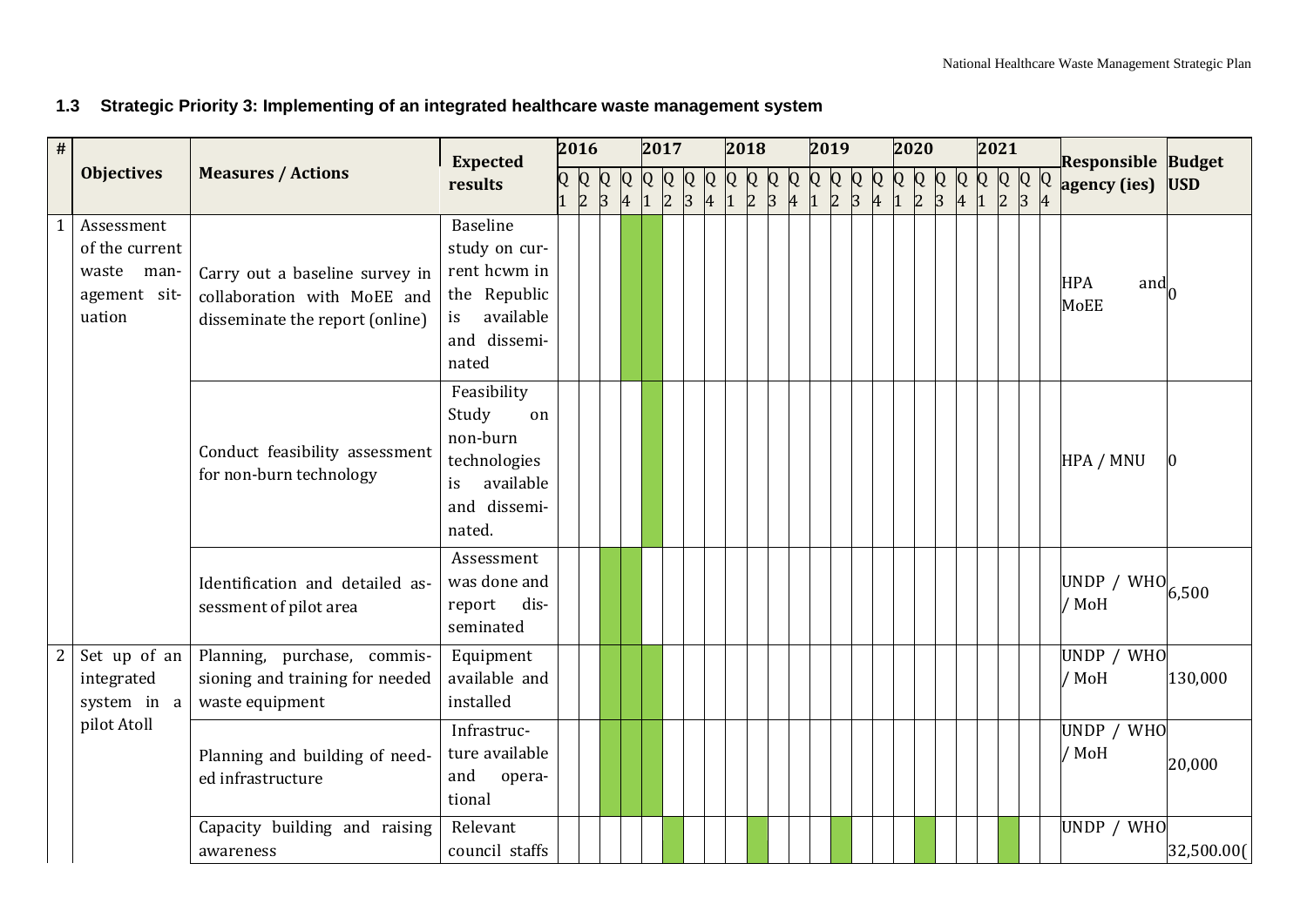## 1.3 Strategic Priority 3: Implementing of an integrated healthcare waste management system

| # | Objectives | Measures / Actions | Expected results | 2016 | | | | 2017 | | | | 2018 | | | | 2019 | | | | 2020 | | | | 2021 | | | | Responsible agency (ies) | Budget USD |
|---|---|---|---|---|---|---|---|---|---|---|---|---|---|---|---|---|---|---|---|---|---|---|---|---|---|---|---|---|---|
| | | | | Q1 | Q2 | Q3 | Q4 | Q1 | Q2 | Q3 | Q4 | Q1 | Q2 | Q3 | Q4 | Q1 | Q2 | Q3 | Q4 | Q1 | Q2 | Q3 | Q4 | Q1 | Q2 | Q3 | Q4 | | |
| 1 | Assessment of the current waste management situation | Carry out a baseline survey in collaboration with MoEE and disseminate the report (online) | Baseline study on current hcwm in the Republic is available and disseminated | | | | ■ | ■ | | | | | | | | | | | | | | | | | | | | HPA and MoEE | 0 |
| | | Conduct feasibility assessment for non-burn technology | Feasibility Study on non-burn technologies is available and disseminated. | | | | | ■ | | | | | | | | | | | | | | | | | | | | HPA / MNU | 0 |
| | | Identification and detailed assessment of pilot area | Assessment was done and report disseminated | | | ■ | ■ | | | | | | | | | | | | | | | | | | | | | UNDP / WHO / MoH | 6,500 |
| 2 | Set up of an integrated system in a pilot Atoll | Planning, purchase, commissioning and training for needed waste equipment | Equipment available and installed | | | ■ | ■ | ■ | | | | | | | | | | | | | | | | | | | | UNDP / WHO / MoH | 130,000 |
| | | Planning and building of needed infrastructure | Infrastructure available and operational | | | ■ | ■ | ■ | | | | | | | | | | | | | | | | | | | | UNDP / WHO / MoH | 20,000 |
| | | Capacity building and raising awareness | Relevant council staffs | | | | | | ■ | | | | ■ | | | | ■ | | | | ■ | | | | ■ | | | UNDP / WHO | 32,500.00( |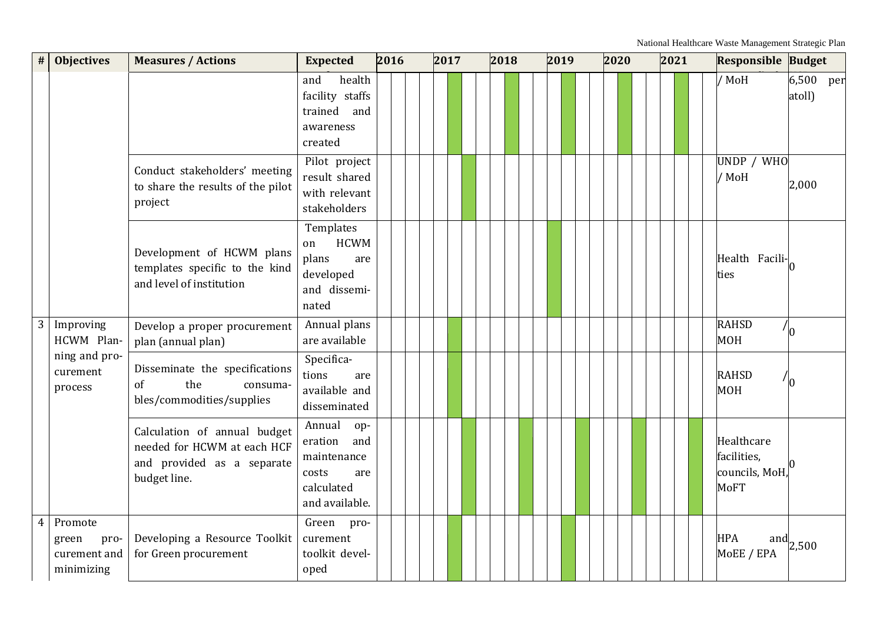| # | Objectives | Measures / Actions | Expected | 2016 | | | | 2017 | | | | 2018 | | | | 2019 | | | | 2020 | | | | 2021 | | | | Responsible | Budget |
|---|---|---|---|---|---|---|---|---|---|---|---|---|---|---|---|---|---|---|---|---|---|---|---|---|---|---|---|---|---|
| | | | and health facility staffs trained and awareness created | | | | | | ■ | | | | ■ | | | | ■ | | | | ■ | | | | ■ | | | / MoH | 6,500 per atoll) |
| | | Conduct stakeholders' meeting to share the results of the pilot project | Pilot project result shared with relevant stakeholders | | | | | | | ■ | | | | | | | | | | | | | | | | | | UNDP / WHO / MoH | 2,000 |
| | | Development of HCWM plans templates specific to the kind and level of institution | Templates on HCWM plans are developed and disseminated | | | | | | | | | | | | | ■ | | | | | | | | | | | | Health Facilities | 0 |
| 3 | Improving HCWM Planning and procurement process | Develop a proper procurement plan (annual plan) | Annual plans are available | | | | | | ■ | | | | | | | | | | | | | | | | | | | RAHSD / MOH | 0 |
| | | Disseminate the specifications of the consumables/commodities/supplies | Specifications are available and disseminated | | | | | | ■ | | | | | | | | | | | | | | | | | | | RAHSD / MOH | 0 |
| | | Calculation of annual budget needed for HCWM at each HCF and provided as a separate budget line. | Annual operation and maintenance costs are calculated and available. | | | | | | | ■ | | | | ■ | | | | ■ | | | | ■ | | | | ■ | | Healthcare facilities, councils, MoH, MoFT | 0 |
| 4 | Promote green procurement and minimizing | Developing a Resource Toolkit for Green procurement | Green procurement toolkit developed | | | | | | ■ | | | | | | | | ■ | | | | | | | | | | | HPA and MoEE / EPA | 2,500 |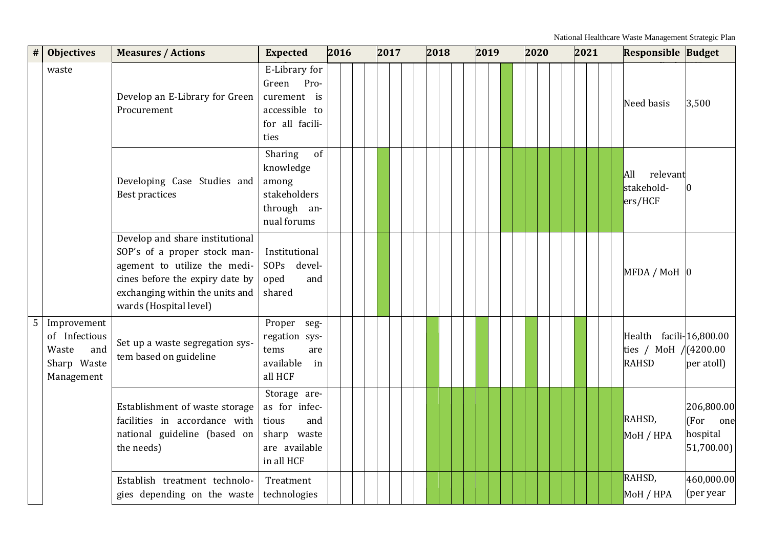| # | Objectives | Measures / Actions | Expected | 2016 | 2017 | 2018 | 2019 | 2020 | 2021 | Responsible | Budget |
|---|---|---|---|---|---|---|---|---|---|---|---|
| | waste | Develop an E-Library for Green Procurement | E-Library for Green Procurement is accessible to for all facilities | | | | | | | Need basis | 3,500 |
| | | Developing Case Studies and Best practices | Sharing of knowledge among stakeholders through annual forums | | | | | | | All relevant stakeholders/HCF | 0 |
| | | Develop and share institutional SOP's of a proper stock management to utilize the medicines before the expiry date by exchanging within the units and wards (Hospital level) | Institutional SOPs developed and shared | | | | | | | MFDA / MoH | 0 |
| 5 | Improvement of Infectious Waste and Sharp Waste Management | Set up a waste segregation system based on guideline | Proper segregation systems are available in all HCF | | | | | | | Health facilities / MoH / RAHSD | 16,800.00 (4200.00 per atoll) |
| | | Establishment of waste storage facilities in accordance with national guideline (based on the needs) | Storage areas for infectious and sharp waste are available in all HCF | | | | | | | RAHSD, MoH / HPA | 206,800.00 (For one hospital 51,700.00) |
| | | Establish treatment technologies depending on the waste | Treatment technologies | | | | | | | RAHSD, MoH / HPA | 460,000.00 (per year |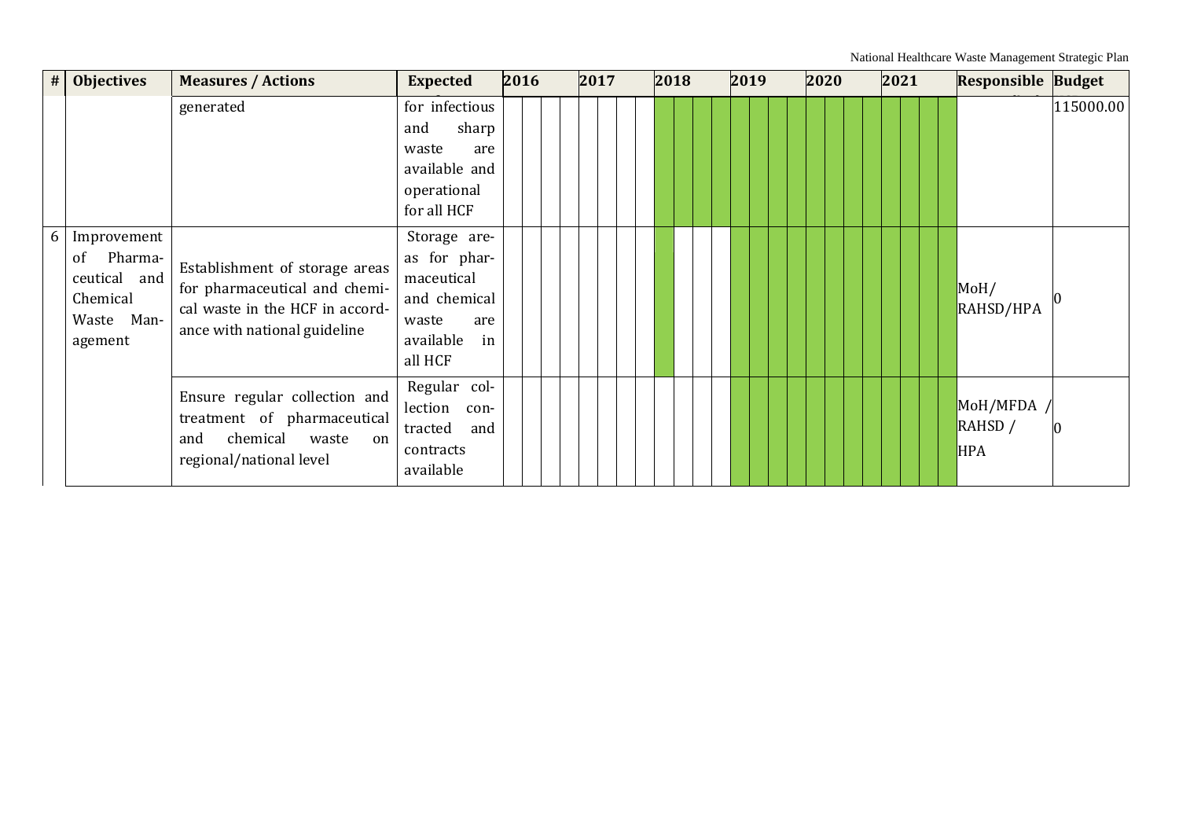| # | Objectives | Measures / Actions | Expected | 2016 | 2017 | 2018 | 2019 | 2020 | 2021 | Responsible | Budget |
|---|---|---|---|---|---|---|---|---|---|---|---|
| | | generated | for infectious and sharp waste are available and operational for all HCF | | | | | | | | 115000.00 |
| 6 | Improvement of Pharmaceutical and Chemical Waste Management | Establishment of storage areas for pharmaceutical and chemical waste in the HCF in accordance with national guideline | Storage areas for pharmaceutical and chemical waste are available in all HCF | | | | | | | MoH/ RAHSD/HPA | 0 |
| | | Ensure regular collection and treatment of pharmaceutical and chemical waste on regional/national level | Regular collection contracted and contracts available | | | | | | | MoH/MFDA / RAHSD / HPA | 0 |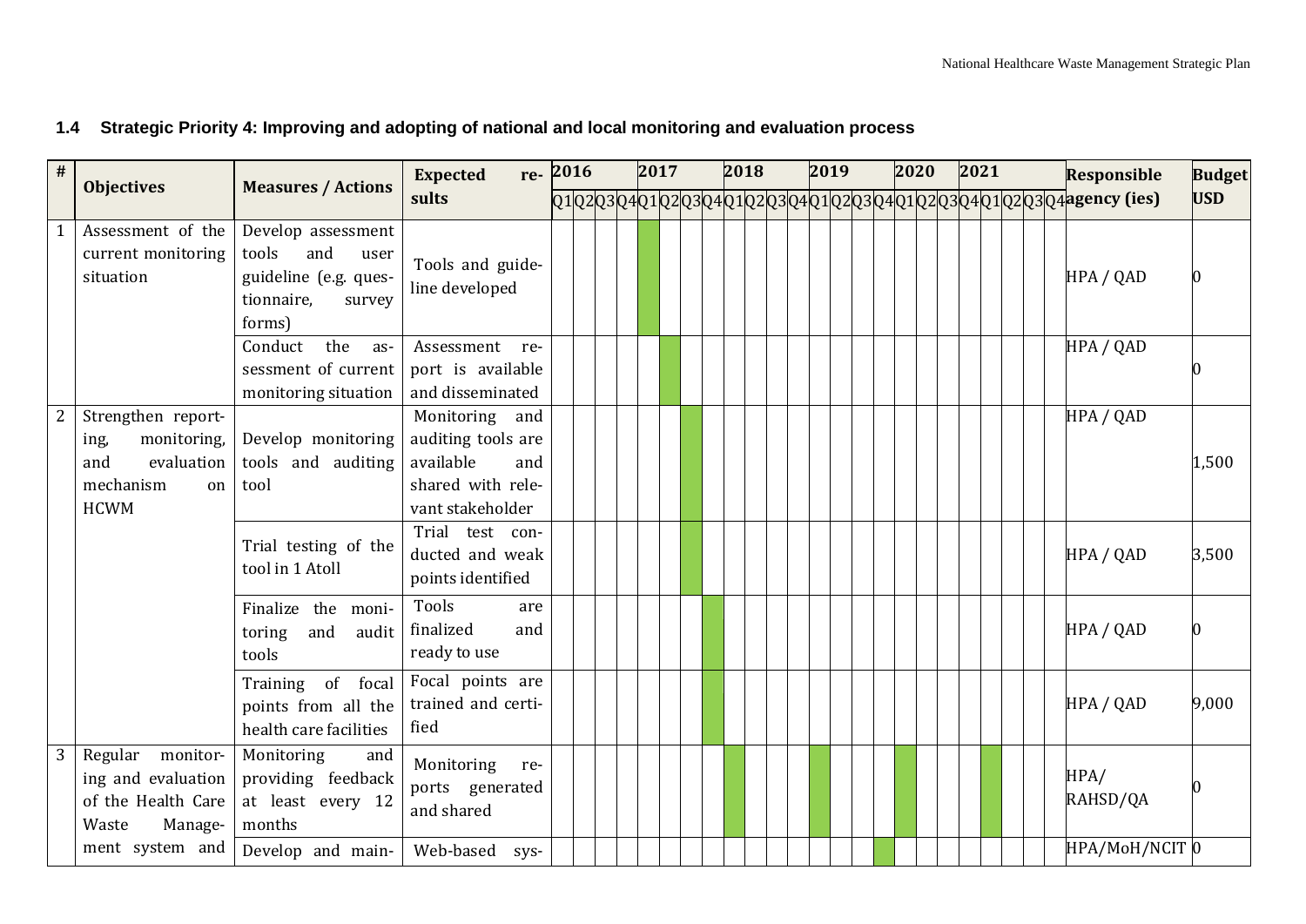## 1.4 Strategic Priority 4: Improving and adopting of national and local monitoring and evaluation process

| # | Objectives | Measures / Actions | Expected results | 2016 | | | | 2017 | | | | 2018 | | | | 2019 | | | | 2020 | | | | 2021 | | | | Responsible agency (ies) | Budget USD |
|---|---|---|---|---|---|---|---|---|---|---|---|---|---|---|---|---|---|---|---|---|---|---|---|---|---|---|---|---|---|
| | | | | Q1 | Q2 | Q3 | Q4 | Q1 | Q2 | Q3 | Q4 | Q1 | Q2 | Q3 | Q4 | Q1 | Q2 | Q3 | Q4 | Q1 | Q2 | Q3 | Q4 | Q1 | Q2 | Q3 | Q4 | | |
| 1 | Assessment of the current monitoring situation | Develop assessment tools and user guideline (e.g. questionnaire, survey forms) | Tools and guideline developed | | | | | ■ | | | | | | | | | | | | | | | | | | | | HPA / QAD | 0 |
| | | Conduct the assessment of current monitoring situation | Assessment report is available and disseminated | | | | | | ■ | | | | | | | | | | | | | | | | | | | HPA / QAD | 0 |
| 2 | Strengthen reporting, monitoring, and evaluation mechanism on HCWM | Develop monitoring tools and auditing tool | Monitoring and auditing tools are available and shared with relevant stakeholder | | | | | | | ■ | | | | | | | | | | | | | | | | | | HPA / QAD | 1,500 |
| | | Trial testing of the tool in 1 Atoll | Trial test conducted and weak points identified | | | | | | | ■ | | | | | | | | | | | | | | | | | | HPA / QAD | 3,500 |
| | | Finalize the monitoring and audit tools | Tools are finalized and ready to use | | | | | | | | ■ | | | | | | | | | | | | | | | | | HPA / QAD | 0 |
| | | Training of focal points from all the health care facilities | Focal points are trained and certified | | | | | | | | ■ | | | | | | | | | | | | | | | | | HPA / QAD | 9,000 |
| 3 | Regular monitoring and evaluation of the Health Care Waste Management system and | Monitoring and providing feedback at least every 12 months | Monitoring reports generated and shared | | | | | | | | | ■ | | | | ■ | | | | ■ | | | | ■ | | | | HPA/ RAHSD/QA | 0 |
| | | Develop and main- | Web-based sys- | | | | | | | | | | | | | | | | ■ | | | | | | | | | HPA/MoH/NCIT | 0 |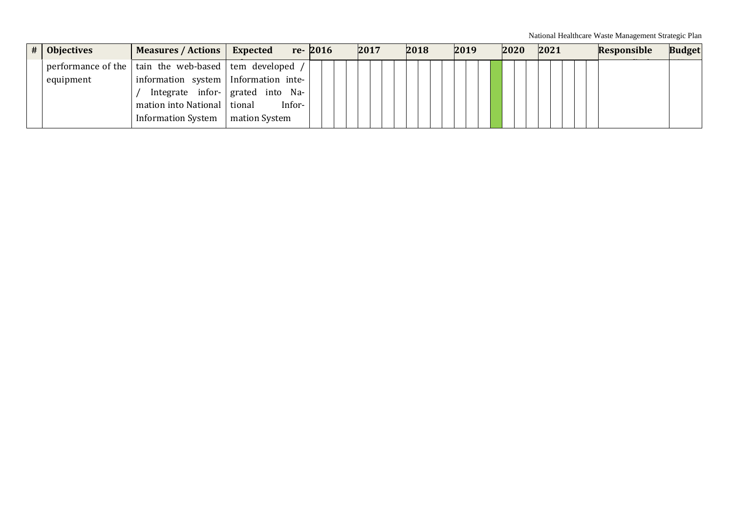| # | Objectives | Measures / Actions | Expected re- | 2016 | | | | 2017 | | | | 2018 | | | | 2019 | | | | 2020 | | | | 2021 | | | | Responsible | Budget |
|---|---|---|---|---|---|---|---|---|---|---|---|---|---|---|---|---|---|---|---|---|---|---|---|---|---|---|---|---|---|
| | performance of the equipment | tain the web-based information system / Integrate information into National Information System | tem developed / Information integrated into National Information System | | | | | | | | | | | | | | | | ■ | | | | | | | | | | |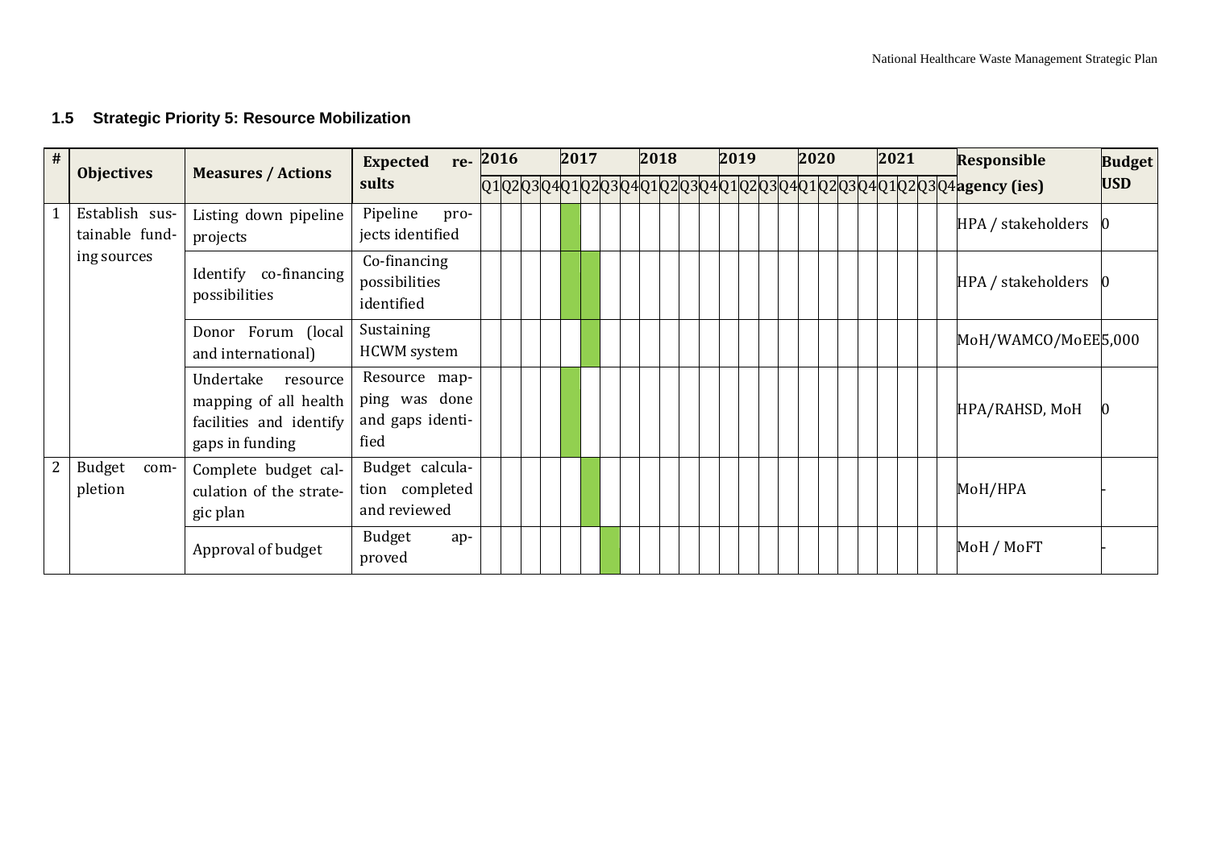## 1.5 Strategic Priority 5: Resource Mobilization

| # | Objectives | Measures / Actions | Expected results | 2016 | | | | 2017 | | | | 2018 | | | | 2019 | | | | 2020 | | | | 2021 | | | | Responsible agency (ies) | Budget USD |
|---|---|---|---|---|---|---|---|---|---|---|---|---|---|---|---|---|---|---|---|---|---|---|---|---|---|---|---|---|---|
| | | | | Q1 | Q2 | Q3 | Q4 | Q1 | Q2 | Q3 | Q4 | Q1 | Q2 | Q3 | Q4 | Q1 | Q2 | Q3 | Q4 | Q1 | Q2 | Q3 | Q4 | Q1 | Q2 | Q3 | Q4 | | |
| 1 | Establish sustainable funding sources | Listing down pipeline projects | Pipeline projects identified | | | | | | | | | | | | | | | | | | | | | | | | | HPA / stakeholders | 0 |
| | | Identify co-financing possibilities | Co-financing possibilities identified | | | | | | | | | | | | | | | | | | | | | | | | | HPA / stakeholders | 0 |
| | | Donor Forum (local and international) | Sustaining HCWM system | | | | | | | | | | | | | | | | | | | | | | | | | MoH/WAMCO/MoEE | 5,000 |
| | | Undertake resource mapping of all health facilities and identify gaps in funding | Resource mapping was done and gaps identified | | | | | | | | | | | | | | | | | | | | | | | | | HPA/RAHSD, MoH | 0 |
| 2 | Budget completion | Complete budget calculation of the strategic plan | Budget calculation completed and reviewed | | | | | | | | | | | | | | | | | | | | | | | | | MoH/HPA | - |
| | | Approval of budget | Budget approved | | | | | | | | | | | | | | | | | | | | | | | | | MoH / MoFT | - |